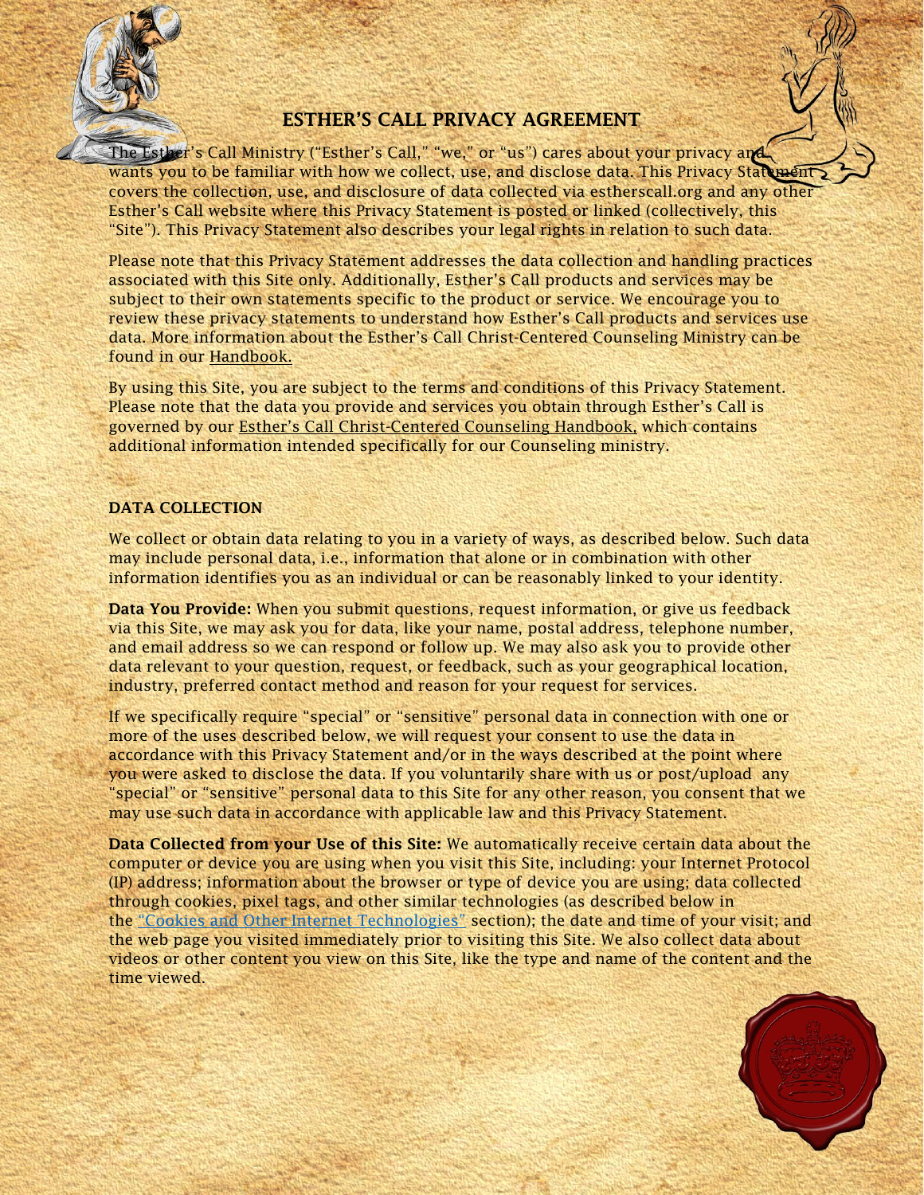# ESTHER'S CALL PRIVACY AGREEMENT

The Esther's Call Ministry ("Esther's Call," "we," or "us") cares about your privacy and wants you to be familiar with how we collect, use, and disclose data. This Privacy Statement covers the collection, use, and disclosure of data collected via estherscall.org and any other Esther's Call website where this Privacy Statement is posted or linked (collectively, this "Site"). This Privacy Statement also describes your legal rights in relation to such data.

Please note that this Privacy Statement addresses the data collection and handling practices associated with this Site only. Additionally, Esther's Call products and services may be subject to their own statements specific to the product or service. We encourage you to review these privacy statements to understand how Esther's Call products and services use data. More information about the Esther's Call Christ-Centered Counseling Ministry can be found in our Handbook.

By using this Site, you are subject to the terms and conditions of this Privacy Statement. Please note that the data you provide and services you obtain through Esther's Call is governed by our Esther's Call Christ-Centered Counseling Handbook, which contains additional information intended specifically for our Counseling ministry.

## DATA COLLECTION

We collect or obtain data relating to you in a variety of ways, as described below. Such data may include personal data, i.e., information that alone or in combination with other information identifies you as an individual or can be reasonably linked to your identity.

**Data You Provide:** When you submit questions, request information, or give us feedback via this Site, we may ask you for data, like your name, postal address, telephone number, and email address so we can respond or follow up. We may also ask you to provide other data relevant to your question, request, or feedback, such as your geographical location, industry, preferred contact method and reason for your request for services.

If we specifically require "special" or "sensitive" personal data in connection with one or more of the uses described below, we will request your consent to use the data in accordance with this Privacy Statement and/or in the ways described at the point where you were asked to disclose the data. If you voluntarily share with us or post/upload any "special" or "sensitive" personal data to this Site for any other reason, you consent that we may use such data in accordance with applicable law and this Privacy Statement.

**Data Collected from your Use of this Site:** We automatically receive certain data about the computer or device you are using when you visit this Site, including: your Internet Protocol (IP) address; information about the browser or type of device you are using; data collected through cookies, pixel tags, and other similar technologies (as described below in the "Cookies and Other Internet Technologies" section); the date and time of your visit; and the web page you visited immediately prior to visiting this Site. We also collect data about videos or other content you view on this Site, like the type and name of the content and the time viewed.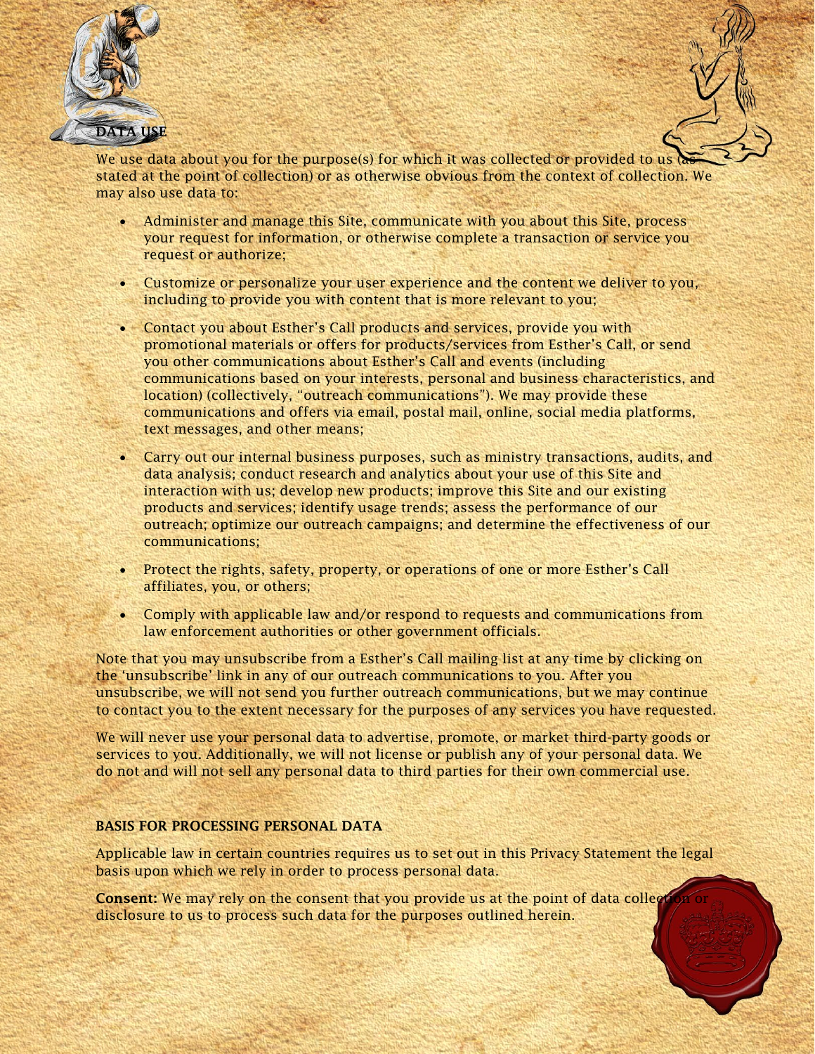## DATA USE

We use data about you for the purpose(s) for which it was collected or provided to us (as stated at the point of collection) or as otherwise obvious from the context of collection. We may also use data to:

- Administer and manage this Site, communicate with you about this Site, process your request for information, or otherwise complete a transaction or service you request or authorize;
- Customize or personalize your user experience and the content we deliver to you, including to provide you with content that is more relevant to you;
- Contact you about Esther's Call products and services, provide you with promotional materials or offers for products/services from Esther's Call, or send you other communications about Esther's Call and events (including communications based on your interests, personal and business characteristics, and location) (collectively, "outreach communications"). We may provide these communications and offers via email, postal mail, online, social media platforms, text messages, and other means;
- Carry out our internal business purposes, such as ministry transactions, audits, and data analysis; conduct research and analytics about your use of this Site and interaction with us; develop new products; improve this Site and our existing products and services; identify usage trends; assess the performance of our outreach; optimize our outreach campaigns; and determine the effectiveness of our communications;
- Protect the rights, safety, property, or operations of one or more Esther's Call affiliates, you, or others;
- Comply with applicable law and/or respond to requests and communications from law enforcement authorities or other government officials.

Note that you may unsubscribe from a Esther's Call mailing list at any time by clicking on the 'unsubscribe' link in any of our outreach communications to you. After you unsubscribe, we will not send you further outreach communications, but we may continue to contact you to the extent necessary for the purposes of any services you have requested.

We will never use your personal data to advertise, promote, or market third-party goods or services to you. Additionally, we will not license or publish any of your personal data. We do not and will not sell any personal data to third parties for their own commercial use.

## BASIS FOR PROCESSING PERSONAL DATA

Applicable law in certain countries requires us to set out in this Privacy Statement the legal basis upon which we rely in order to process personal data.

**Consent:** We may rely on the consent that you provide us at the point of data collection or disclosure to us to process such data for the purposes outlined herein.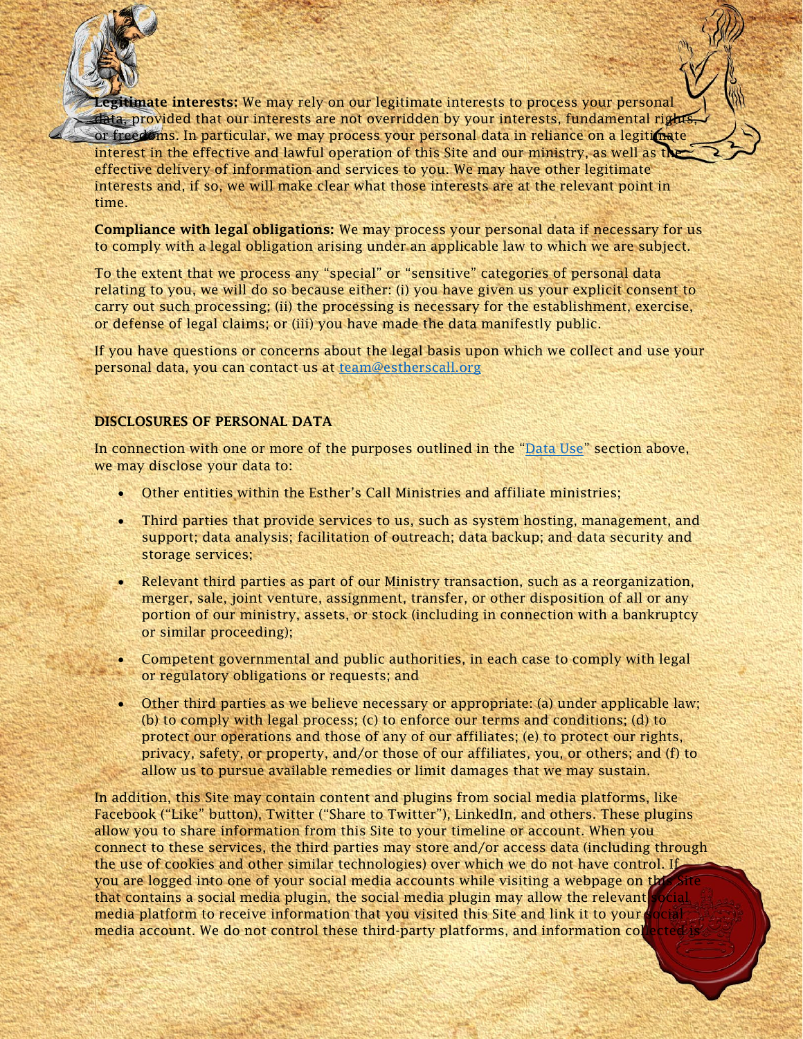**Legitimate interests:** We may rely on our legitimate interests to process your personal data, provided that our interests are not overridden by your interests, fundamental rights, or freedoms. In particular, we may process your personal data in reliance on a legitimate interest in the effective and lawful operation of this Site and our ministry, as well as the effective delivery of information and services to you. We may have other legitimate interests and, if so, we will make clear what those interests are at the relevant point in time.

**Compliance with legal obligations:** We may process your personal data if necessary for us to comply with a legal obligation arising under an applicable law to which we are subject.

To the extent that we process any "special" or "sensitive" categories of personal data relating to you, we will do so because either: (i) you have given us your explicit consent to carry out such processing; (ii) the processing is necessary for the establishment, exercise, or defense of legal claims; or (iii) you have made the data manifestly public.

If you have questions or concerns about the legal basis upon which we collect and use your personal data, you can contact us at team@estherscall.org

**DISCLOSURES OF PERSONAL DATA**

In connection with one or more of the purposes outlined in the "Data Use" section above, we may disclose your data to:

- Other entities within the Esther's Call Ministries and affiliate ministries;
- Third parties that provide services to us, such as system hosting, management, and support; data analysis; facilitation of outreach; data backup; and data security and storage services;
- Relevant third parties as part of our Ministry transaction, such as a reorganization, merger, sale, joint venture, assignment, transfer, or other disposition of all or any portion of our ministry, assets, or stock (including in connection with a bankruptcy or similar proceeding);
- Competent governmental and public authorities, in each case to comply with legal or regulatory obligations or requests; and
- Other third parties as we believe necessary or appropriate: (a) under applicable law; (b) to comply with legal process; (c) to enforce our terms and conditions; (d) to protect our operations and those of any of our affiliates; (e) to protect our rights, privacy, safety, or property, and/or those of our affiliates, you, or others; and (f) to allow us to pursue available remedies or limit damages that we may sustain.

In addition, this Site may contain content and plugins from social media platforms, like Facebook ("Like" button), Twitter ("Share to Twitter"), LinkedIn, and others. These plugins allow you to share information from this Site to your timeline or account. When you connect to these services, the third parties may store and/or access data (including through the use of cookies and other similar technologies) over which we do not have control. If you are logged into one of your social media accounts while visiting a webpage on this Site that contains a social media plugin, the social media plugin may allow the relevant social media platform to receive information that you visited this Site and link it to your social media account. We do not control these third-party platforms, and information collected is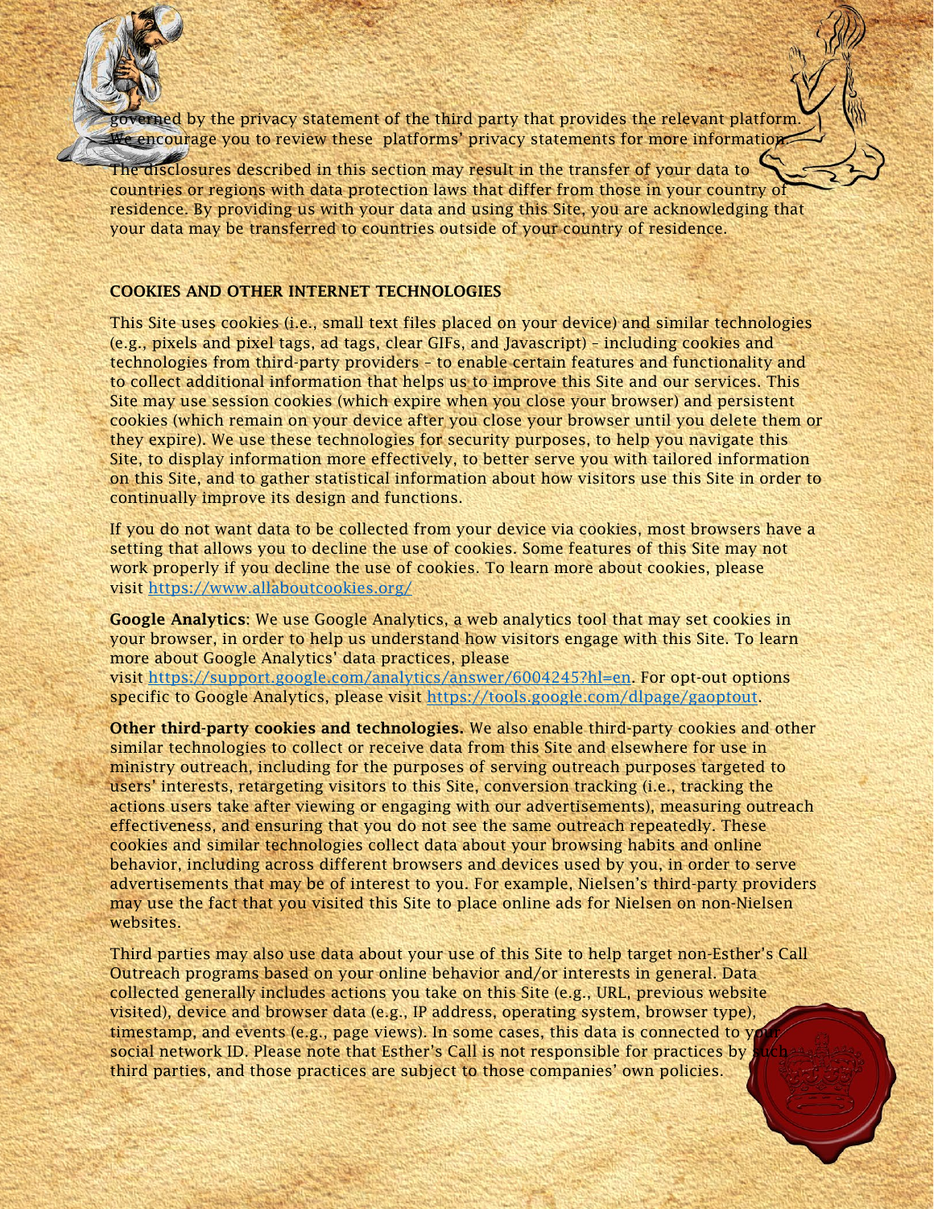governed by the privacy statement of the third party that provides the relevant platform. We encourage you to review these platforms' privacy statements for more information.

The disclosures described in this section may result in the transfer of your data to countries or regions with data protection laws that differ from those in your country of residence. By providing us with your data and using this Site, you are acknowledging that your data may be transferred to countries outside of your country of residence.

## COOKIES AND OTHER INTERNET TECHNOLOGIES

This Site uses cookies (i.e., small text files placed on your device) and similar technologies (e.g., pixels and pixel tags, ad tags, clear GIFs, and Javascript) – including cookies and technologies from third-party providers – to enable certain features and functionality and to collect additional information that helps us to improve this Site and our services. This Site may use session cookies (which expire when you close your browser) and persistent cookies (which remain on your device after you close your browser until you delete them or they expire). We use these technologies for security purposes, to help you navigate this Site, to display information more effectively, to better serve you with tailored information on this Site, and to gather statistical information about how visitors use this Site in order to continually improve its design and functions.

If you do not want data to be collected from your device via cookies, most browsers have a setting that allows you to decline the use of cookies. Some features of this Site may not work properly if you decline the use of cookies. To learn more about cookies, please visit https://www.allaboutcookies.org/

**Google Analytics**: We use Google Analytics, a web analytics tool that may set cookies in your browser, in order to help us understand how visitors engage with this Site. To learn more about Google Analytics' data practices, please visit https://support.google.com/analytics/answer/6004245?hl=en. For opt-out options specific to Google Analytics, please visit https://tools.google.com/dlpage/gaoptout.

**Other third-party cookies and technologies.** We also enable third-party cookies and other similar technologies to collect or receive data from this Site and elsewhere for use in ministry outreach, including for the purposes of serving outreach purposes targeted to users' interests, retargeting visitors to this Site, conversion tracking (i.e., tracking the actions users take after viewing or engaging with our advertisements), measuring outreach effectiveness, and ensuring that you do not see the same outreach repeatedly. These cookies and similar technologies collect data about your browsing habits and online behavior, including across different browsers and devices used by you, in order to serve advertisements that may be of interest to you. For example, Nielsen's third-party providers may use the fact that you visited this Site to place online ads for Nielsen on non-Nielsen websites.

Third parties may also use data about your use of this Site to help target non-Esther's Call Outreach programs based on your online behavior and/or interests in general. Data collected generally includes actions you take on this Site (e.g., URL, previous website visited), device and browser data (e.g., IP address, operating system, browser type), timestamp, and events (e.g., page views). In some cases, this data is connected to your social network ID. Please note that Esther's Call is not responsible for practices by such third parties, and those practices are subject to those companies' own policies.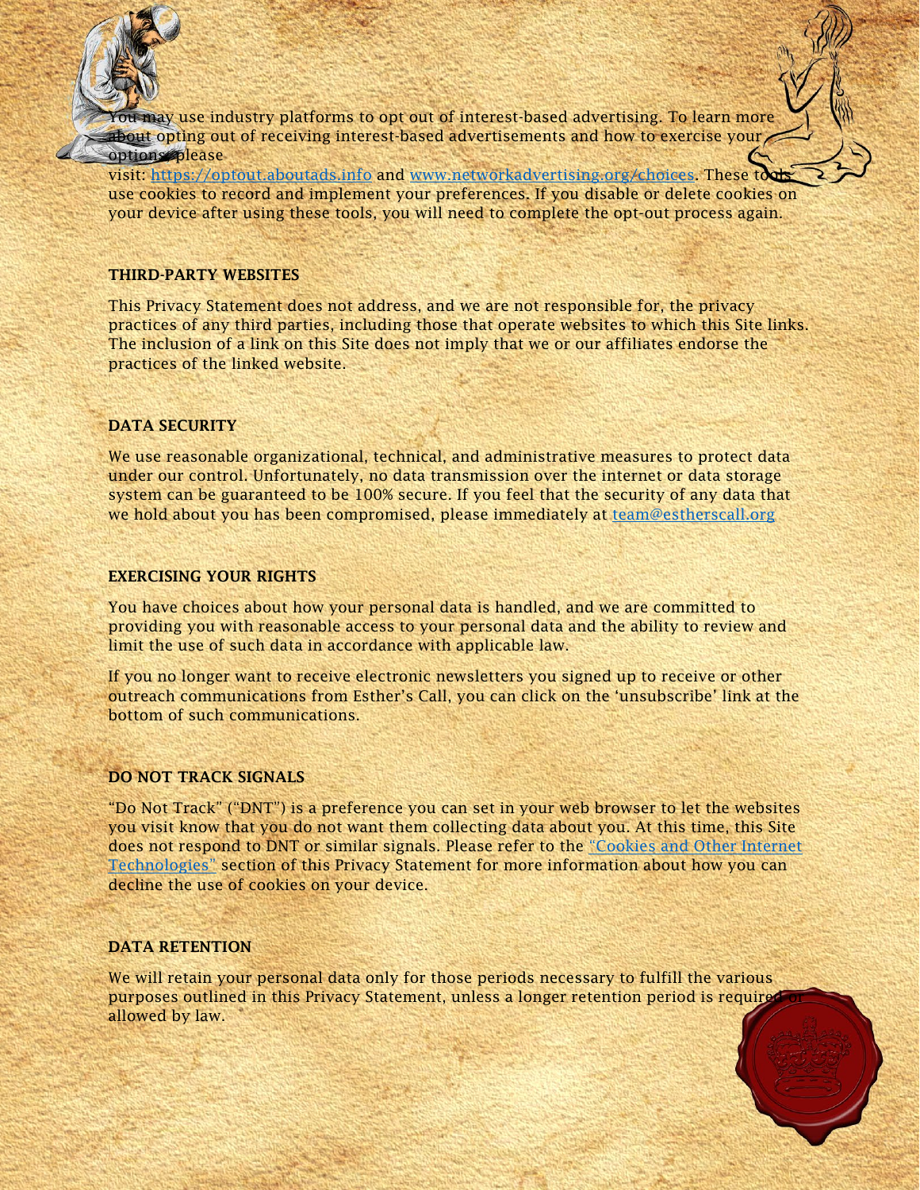You may use industry platforms to opt out of interest-based advertising. To learn more about opting out of receiving interest-based advertisements and how to exercise your options, please visit: https://optout.aboutads.info and www.networkadvertising.org/choices. These tools use cookies to record and implement your preferences. If you disable or delete cookies on your device after using these tools, you will need to complete the opt-out process again.

## THIRD-PARTY WEBSITES

This Privacy Statement does not address, and we are not responsible for, the privacy practices of any third parties, including those that operate websites to which this Site links. The inclusion of a link on this Site does not imply that we or our affiliates endorse the practices of the linked website.

## DATA SECURITY

We use reasonable organizational, technical, and administrative measures to protect data under our control. Unfortunately, no data transmission over the internet or data storage system can be guaranteed to be 100% secure. If you feel that the security of any data that we hold about you has been compromised, please immediately at team@estherscall.org

## EXERCISING YOUR RIGHTS

You have choices about how your personal data is handled, and we are committed to providing you with reasonable access to your personal data and the ability to review and limit the use of such data in accordance with applicable law.

If you no longer want to receive electronic newsletters you signed up to receive or other outreach communications from Esther's Call, you can click on the 'unsubscribe' link at the bottom of such communications.

## DO NOT TRACK SIGNALS

"Do Not Track" ("DNT") is a preference you can set in your web browser to let the websites you visit know that you do not want them collecting data about you. At this time, this Site does not respond to DNT or similar signals. Please refer to the "Cookies and Other Internet Technologies" section of this Privacy Statement for more information about how you can decline the use of cookies on your device.

## DATA RETENTION

We will retain your personal data only for those periods necessary to fulfill the various purposes outlined in this Privacy Statement, unless a longer retention period is required or allowed by law.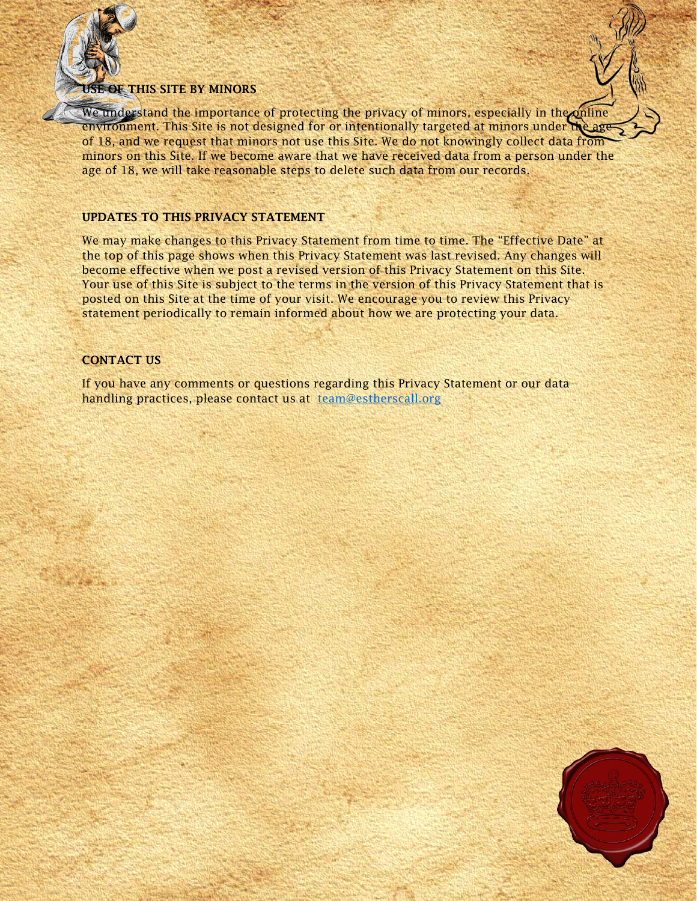## USE OF THIS SITE BY MINORS

We understand the importance of protecting the privacy of minors, especially in the online environment. This Site is not designed for or intentionally targeted at minors under the age of 18, and we request that minors not use this Site. We do not knowingly collect data from minors on this Site. If we become aware that we have received data from a person under the age of 18, we will take reasonable steps to delete such data from our records.

## UPDATES TO THIS PRIVACY STATEMENT

We may make changes to this Privacy Statement from time to time. The "Effective Date" at the top of this page shows when this Privacy Statement was last revised. Any changes will become effective when we post a revised version of this Privacy Statement on this Site. Your use of this Site is subject to the terms in the version of this Privacy Statement that is posted on this Site at the time of your visit. We encourage you to review this Privacy statement periodically to remain informed about how we are protecting your data.

## CONTACT US

If you have any comments or questions regarding this Privacy Statement or our data handling practices, please contact us at team@estherscall.org